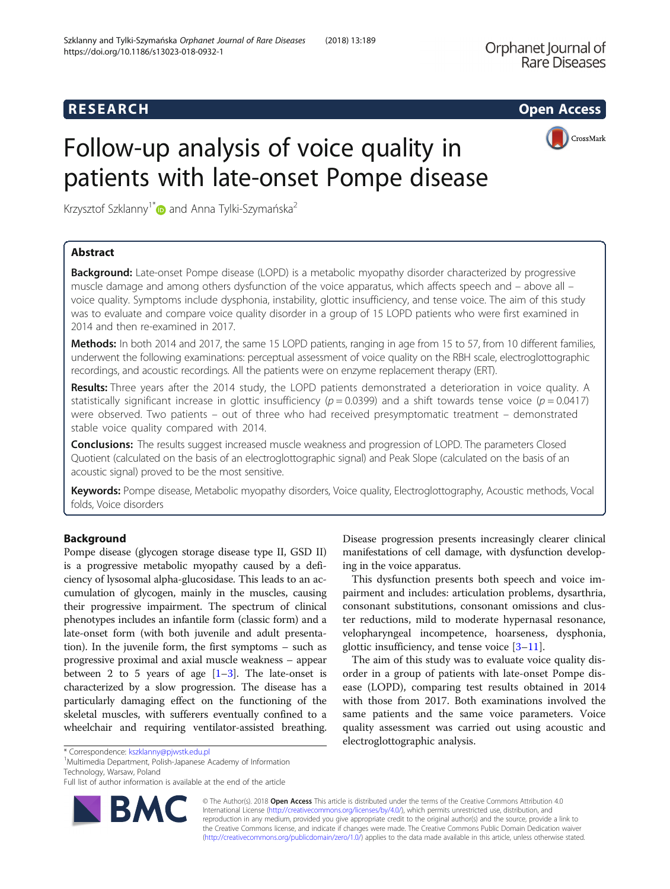# Follow-up analysis of voice quality in patients with late-onset Pompe disease

Krzysztof Szklanny[1*] and Anna Tylki-Szymańska[2]

## Abstract

**Background:** Late-onset Pompe disease (LOPD) is a metabolic myopathy disorder characterized by progressive muscle damage and among others dysfunction of the voice apparatus, which affects speech and – above all – voice quality. Symptoms include dysphonia, instability, glottic insufficiency, and tense voice. The aim of this study was to evaluate and compare voice quality disorder in a group of 15 LOPD patients who were first examined in 2014 and then re-examined in 2017.

**Methods:** In both 2014 and 2017, the same 15 LOPD patients, ranging in age from 15 to 57, from 10 different families, underwent the following examinations: perceptual assessment of voice quality on the RBH scale, electroglottographic recordings, and acoustic recordings. All the patients were on enzyme replacement therapy (ERT).

**Results:** Three years after the 2014 study, the LOPD patients demonstrated a deterioration in voice quality. A statistically significant increase in glottic insufficiency ($p = 0.0399$) and a shift towards tense voice ($p = 0.0417$) were observed. Two patients – out of three who had received presymptomatic treatment – demonstrated stable voice quality compared with 2014.

**Conclusions:** The results suggest increased muscle weakness and progression of LOPD. The parameters Closed Quotient (calculated on the basis of an electroglottographic signal) and Peak Slope (calculated on the basis of an acoustic signal) proved to be the most sensitive.

**Keywords:** Pompe disease, Metabolic myopathy disorders, Voice quality, Electroglottography, Acoustic methods, Vocal folds, Voice disorders

## Background

Pompe disease (glycogen storage disease type II, GSD II) is a progressive metabolic myopathy caused by a deficiency of lysosomal alpha-glucosidase. This leads to an accumulation of glycogen, mainly in the muscles, causing their progressive impairment. The spectrum of clinical phenotypes includes an infantile form (classic form) and a late-onset form (with both juvenile and adult presentation). In the juvenile form, the first symptoms – such as progressive proximal and axial muscle weakness – appear between 2 to 5 years of age [1–3]. The late-onset is characterized by a slow progression. The disease has a particularly damaging effect on the functioning of the skeletal muscles, with sufferers eventually confined to a wheelchair and requiring ventilator-assisted breathing. Disease progression presents increasingly clearer clinical manifestations of cell damage, with dysfunction developing in the voice apparatus.

This dysfunction presents both speech and voice impairment and includes: articulation problems, dysarthria, consonant substitutions, consonant omissions and cluster reductions, mild to moderate hypernasal resonance, velopharyngeal incompetence, hoarseness, dysphonia, glottic insufficiency, and tense voice [3–11].

The aim of this study was to evaluate voice quality disorder in a group of patients with late-onset Pompe disease (LOPD), comparing test results obtained in 2014 with those from 2017. Both examinations involved the same patients and the same voice parameters. Voice quality assessment was carried out using acoustic and electroglottographic analysis.

\* Correspondence: kszklanny@pjwstk.edu.pl

[1]Multimedia Department, Polish-Japanese Academy of Information Technology, Warsaw, Poland

Full list of author information is available at the end of the article

© The Author(s). 2018 **Open Access** This article is distributed under the terms of the Creative Commons Attribution 4.0 International License (http://creativecommons.org/licenses/by/4.0/), which permits unrestricted use, distribution, and reproduction in any medium, provided you give appropriate credit to the original author(s) and the source, provide a link to the Creative Commons license, and indicate if changes were made. The Creative Commons Public Domain Dedication waiver (http://creativecommons.org/publicdomain/zero/1.0/) applies to the data made available in this article, unless otherwise stated.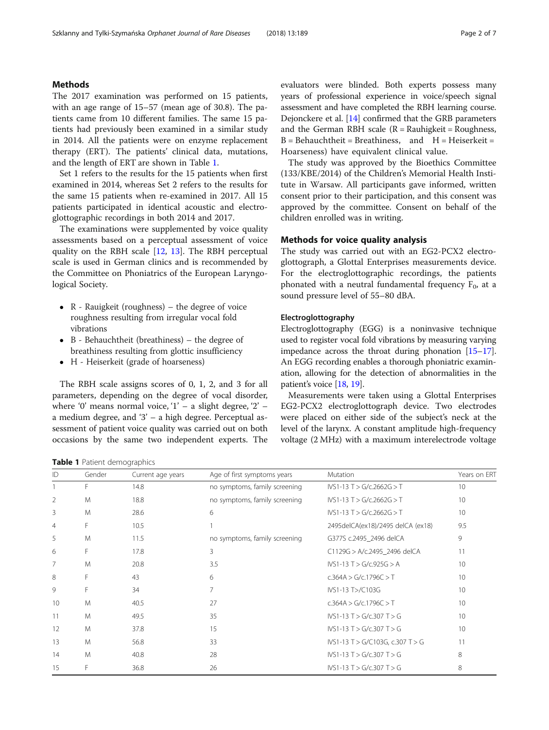## Methods

The 2017 examination was performed on 15 patients, with an age range of 15–57 (mean age of 30.8). The patients came from 10 different families. The same 15 patients had previously been examined in a similar study in 2014. All the patients were on enzyme replacement therapy (ERT). The patients' clinical data, mutations, and the length of ERT are shown in Table 1.

Set 1 refers to the results for the 15 patients when first examined in 2014, whereas Set 2 refers to the results for the same 15 patients when re-examined in 2017. All 15 patients participated in identical acoustic and electroglottographic recordings in both 2014 and 2017.

The examinations were supplemented by voice quality assessments based on a perceptual assessment of voice quality on the RBH scale [12, 13]. The RBH perceptual scale is used in German clinics and is recommended by the Committee on Phoniatrics of the European Laryngological Society.

- R - Rauigkeit (roughness) – the degree of voice roughness resulting from irregular vocal fold vibrations
- B - Behauchtheit (breathiness) – the degree of breathiness resulting from glottic insufficiency
- H - Heiserkeit (grade of hoarseness)

The RBH scale assigns scores of 0, 1, 2, and 3 for all parameters, depending on the degree of vocal disorder, where '0' means normal voice, '1' – a slight degree, '2' – a medium degree, and '3' – a high degree. Perceptual assessment of patient voice quality was carried out on both occasions by the same two independent experts. The evaluators were blinded. Both experts possess many years of professional experience in voice/speech signal assessment and have completed the RBH learning course. Dejonckere et al. [14] confirmed that the GRB parameters and the German RBH scale (R = Rauhigkeit = Roughness, B = Behauchtheit = Breathiness, and H = Heiserkeit = Hoarseness) have equivalent clinical value.

The study was approved by the Bioethics Committee (133/KBE/2014) of the Children's Memorial Health Institute in Warsaw. All participants gave informed, written consent prior to their participation, and this consent was approved by the committee. Consent on behalf of the children enrolled was in writing.

**Table 1** Patient demographics

| ID | Gender | Current age years | Age of first symptoms years | Mutation | Years on ERT |
|---|---|---|---|---|---|
| 1 | F | 14.8 | no symptoms, family screening | IVS1-13 T > G/c.2662G > T | 10 |
| 2 | M | 18.8 | no symptoms, family screening | IVS1-13 T > G/c.2662G > T | 10 |
| 3 | M | 28.6 | 6 | IVS1-13 T > G/c.2662G > T | 10 |
| 4 | F | 10.5 | 1 | 2495delCA(ex18)/2495 delCA (ex18) | 9.5 |
| 5 | M | 11.5 | no symptoms, family screening | G377S c.2495_2496 delCA | 9 |
| 6 | F | 17.8 | 3 | C1129G > A/c.2495_2496 delCA | 11 |
| 7 | M | 20.8 | 3.5 | IVS1-13 T > G/c.925G > A | 10 |
| 8 | F | 43 | 6 | c.364A > G/c.1796C > T | 10 |
| 9 | F | 34 | 7 | IVS1-13 T>/C103G | 10 |
| 10 | M | 40.5 | 27 | c.364A > G/c.1796C > T | 10 |
| 11 | M | 49.5 | 35 | IVS1-13 T > G/c.307 T > G | 10 |
| 12 | M | 37.8 | 15 | IVS1-13 T > G/c.307 T > G | 10 |
| 13 | M | 56.8 | 33 | IVS1-13 T > G/C103G, c.307 T > G | 11 |
| 14 | M | 40.8 | 28 | IVS1-13 T > G/c.307 T > G | 8 |
| 15 | F | 36.8 | 26 | IVS1-13 T > G/c.307 T > G | 8 |

## Methods for voice quality analysis

The study was carried out with an EG2-PCX2 electroglottograph, a Glottal Enterprises measurements device. For the electroglottographic recordings, the patients phonated with a neutral fundamental frequency $F_0$, at a sound pressure level of 55–80 dBA.

### Electroglottography

Electroglottography (EGG) is a noninvasive technique used to register vocal fold vibrations by measuring varying impedance across the throat during phonation [15–17]. An EGG recording enables a thorough phoniatric examination, allowing for the detection of abnormalities in the patient's voice [18, 19].

Measurements were taken using a Glottal Enterprises EG2-PCX2 electroglottograph device. Two electrodes were placed on either side of the subject's neck at the level of the larynx. A constant amplitude high-frequency voltage (2 MHz) with a maximum interelectrode voltage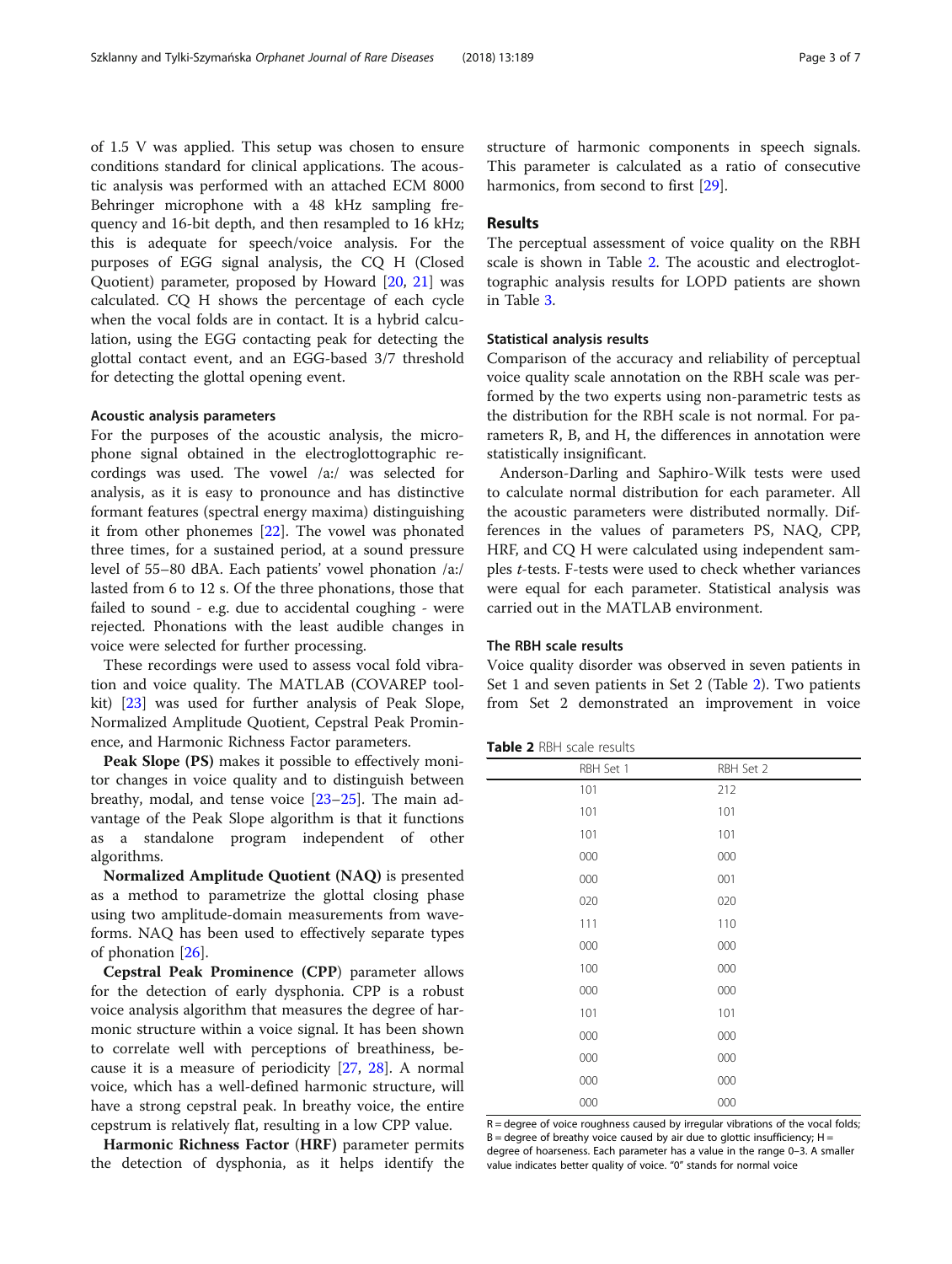of 1.5 V was applied. This setup was chosen to ensure conditions standard for clinical applications. The acoustic analysis was performed with an attached ECM 8000 Behringer microphone with a 48 kHz sampling frequency and 16-bit depth, and then resampled to 16 kHz; this is adequate for speech/voice analysis. For the purposes of EGG signal analysis, the CQ H (Closed Quotient) parameter, proposed by Howard [20, 21] was calculated. CQ H shows the percentage of each cycle when the vocal folds are in contact. It is a hybrid calculation, using the EGG contacting peak for detecting the glottal contact event, and an EGG-based 3/7 threshold for detecting the glottal opening event.

### Acoustic analysis parameters

For the purposes of the acoustic analysis, the microphone signal obtained in the electroglottographic recordings was used. The vowel /a:/ was selected for analysis, as it is easy to pronounce and has distinctive formant features (spectral energy maxima) distinguishing it from other phonemes [22]. The vowel was phonated three times, for a sustained period, at a sound pressure level of 55–80 dBA. Each patients' vowel phonation /a:/ lasted from 6 to 12 s. Of the three phonations, those that failed to sound - e.g. due to accidental coughing - were rejected. Phonations with the least audible changes in voice were selected for further processing.

These recordings were used to assess vocal fold vibration and voice quality. The MATLAB (COVAREP toolkit) [23] was used for further analysis of Peak Slope, Normalized Amplitude Quotient, Cepstral Peak Prominence, and Harmonic Richness Factor parameters.

**Peak Slope (PS)** makes it possible to effectively monitor changes in voice quality and to distinguish between breathy, modal, and tense voice [23–25]. The main advantage of the Peak Slope algorithm is that it functions as a standalone program independent of other algorithms.

**Normalized Amplitude Quotient (NAQ)** is presented as a method to parametrize the glottal closing phase using two amplitude-domain measurements from waveforms. NAQ has been used to effectively separate types of phonation [26].

**Cepstral Peak Prominence (CPP)** parameter allows for the detection of early dysphonia. CPP is a robust voice analysis algorithm that measures the degree of harmonic structure within a voice signal. It has been shown to correlate well with perceptions of breathiness, because it is a measure of periodicity [27, 28]. A normal voice, which has a well-defined harmonic structure, will have a strong cepstral peak. In breathy voice, the entire cepstrum is relatively flat, resulting in a low CPP value.

**Harmonic Richness Factor (HRF)** parameter permits the detection of dysphonia, as it helps identify the structure of harmonic components in speech signals. This parameter is calculated as a ratio of consecutive harmonics, from second to first [29].

## Results

The perceptual assessment of voice quality on the RBH scale is shown in Table 2. The acoustic and electroglottographic analysis results for LOPD patients are shown in Table 3.

### Statistical analysis results

Comparison of the accuracy and reliability of perceptual voice quality scale annotation on the RBH scale was performed by the two experts using non-parametric tests as the distribution for the RBH scale is not normal. For parameters R, B, and H, the differences in annotation were statistically insignificant.

Anderson-Darling and Saphiro-Wilk tests were used to calculate normal distribution for each parameter. All the acoustic parameters were distributed normally. Differences in the values of parameters PS, NAQ, CPP, HRF, and CQ H were calculated using independent samples *t*-tests. F-tests were used to check whether variances were equal for each parameter. Statistical analysis was carried out in the MATLAB environment.

### The RBH scale results

Voice quality disorder was observed in seven patients in Set 1 and seven patients in Set 2 (Table 2). Two patients from Set 2 demonstrated an improvement in voice

**Table 2** RBH scale results

| RBH Set 1 | RBH Set 2 |
|---|---|
| 101 | 212 |
| 101 | 101 |
| 101 | 101 |
| 000 | 000 |
| 000 | 001 |
| 020 | 020 |
| 111 | 110 |
| 000 | 000 |
| 100 | 000 |
| 000 | 000 |
| 101 | 101 |
| 000 | 000 |
| 000 | 000 |
| 000 | 000 |
| 000 | 000 |

R = degree of voice roughness caused by irregular vibrations of the vocal folds; B = degree of breathy voice caused by air due to glottic insufficiency; H = degree of hoarseness. Each parameter has a value in the range 0–3. A smaller value indicates better quality of voice. "0" stands for normal voice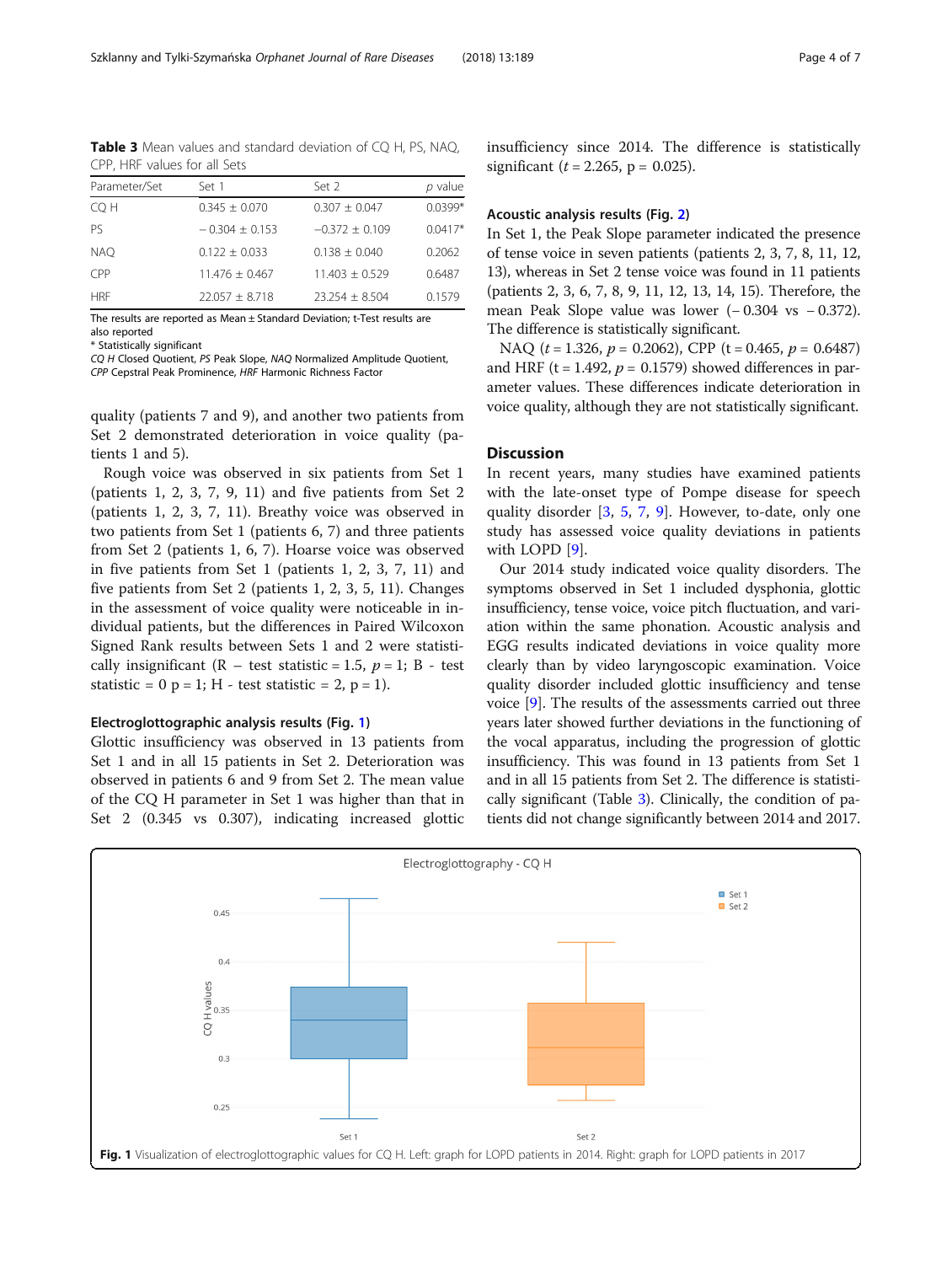**Table 3** Mean values and standard deviation of CQ H, PS, NAQ, CPP, HRF values for all Sets

| Parameter/Set | Set 1 | Set 2 | p value |
|---|---|---|---|
| CQ H | 0.345 ± 0.070 | 0.307 ± 0.047 | 0.0399* |
| PS | − 0.304 ± 0.153 | −0.372 ± 0.109 | 0.0417* |
| NAQ | 0.122 ± 0.033 | 0.138 ± 0.040 | 0.2062 |
| CPP | 11.476 ± 0.467 | 11.403 ± 0.529 | 0.6487 |
| HRF | 22.057 ± 8.718 | 23.254 ± 8.504 | 0.1579 |

The results are reported as Mean ± Standard Deviation; t-Test results are also reported

\* Statistically significant

*CQ H* Closed Quotient, *PS* Peak Slope, *NAQ* Normalized Amplitude Quotient, *CPP* Cepstral Peak Prominence, *HRF* Harmonic Richness Factor

quality (patients 7 and 9), and another two patients from Set 2 demonstrated deterioration in voice quality (patients 1 and 5).

Rough voice was observed in six patients from Set 1 (patients 1, 2, 3, 7, 9, 11) and five patients from Set 2 (patients 1, 2, 3, 7, 11). Breathy voice was observed in two patients from Set 1 (patients 6, 7) and three patients from Set 2 (patients 1, 6, 7). Hoarse voice was observed in five patients from Set 1 (patients 1, 2, 3, 7, 11) and five patients from Set 2 (patients 1, 2, 3, 5, 11). Changes in the assessment of voice quality were noticeable in individual patients, but the differences in Paired Wilcoxon Signed Rank results between Sets 1 and 2 were statistically insignificant (R – test statistic = 1.5, $p = 1$; B - test statistic = 0 p = 1; H - test statistic = 2, p = 1).

### Electroglottographic analysis results (Fig. 1)

Glottic insufficiency was observed in 13 patients from Set 1 and in all 15 patients in Set 2. Deterioration was observed in patients 6 and 9 from Set 2. The mean value of the CQ H parameter in Set 1 was higher than that in Set 2 (0.345 vs 0.307), indicating increased glottic insufficiency since 2014. The difference is statistically significant ($t = 2.265$, p = 0.025).

### Acoustic analysis results (Fig. 2)

In Set 1, the Peak Slope parameter indicated the presence of tense voice in seven patients (patients 2, 3, 7, 8, 11, 12, 13), whereas in Set 2 tense voice was found in 11 patients (patients 2, 3, 6, 7, 8, 9, 11, 12, 13, 14, 15). Therefore, the mean Peak Slope value was lower (− 0.304 vs − 0.372). The difference is statistically significant.

NAQ ($t = 1.326$, $p = 0.2062$), CPP (t = 0.465, $p = 0.6487$) and HRF (t = 1.492, $p = 0.1579$) showed differences in parameter values. These differences indicate deterioration in voice quality, although they are not statistically significant.

## Discussion

In recent years, many studies have examined patients with the late-onset type of Pompe disease for speech quality disorder [3, 5, 7, 9]. However, to-date, only one study has assessed voice quality deviations in patients with LOPD [9].

Our 2014 study indicated voice quality disorders. The symptoms observed in Set 1 included dysphonia, glottic insufficiency, tense voice, voice pitch fluctuation, and variation within the same phonation. Acoustic analysis and EGG results indicated deviations in voice quality more clearly than by video laryngoscopic examination. Voice quality disorder included glottic insufficiency and tense voice [9]. The results of the assessments carried out three years later showed further deviations in the functioning of the vocal apparatus, including the progression of glottic insufficiency. This was found in 13 patients from Set 1 and in all 15 patients from Set 2. The difference is statistically significant (Table 3). Clinically, the condition of patients did not change significantly between 2014 and 2017.

**Fig. 1** Visualization of electroglottographic values for CQ H. Left: graph for LOPD patients in 2014. Right: graph for LOPD patients in 2017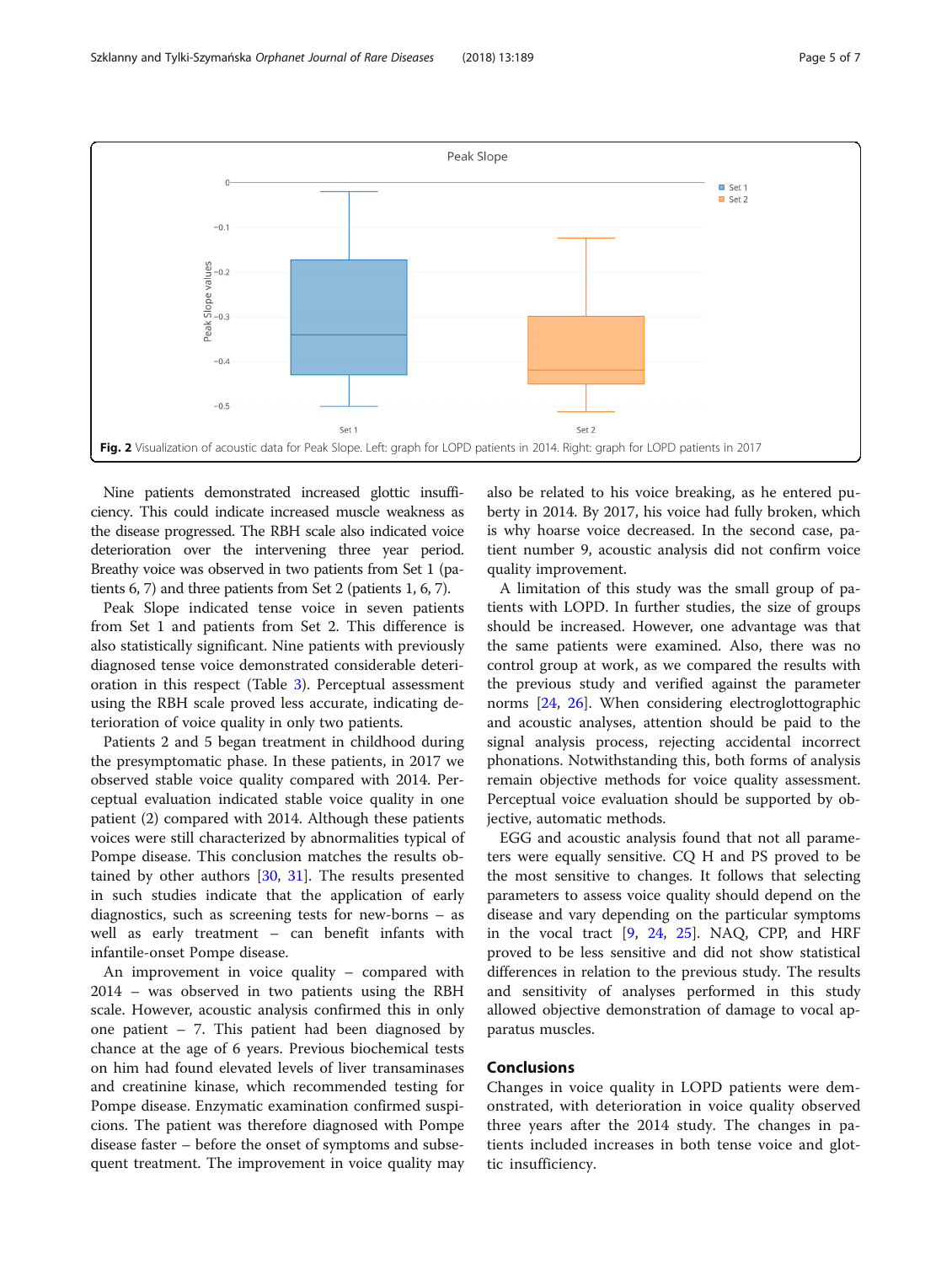Fig. 2 Visualization of acoustic data for Peak Slope. Left: graph for LOPD patients in 2014. Right: graph for LOPD patients in 2017

Nine patients demonstrated increased glottic insufficiency. This could indicate increased muscle weakness as the disease progressed. The RBH scale also indicated voice deterioration over the intervening three year period. Breathy voice was observed in two patients from Set 1 (patients 6, 7) and three patients from Set 2 (patients 1, 6, 7).

Peak Slope indicated tense voice in seven patients from Set 1 and patients from Set 2. This difference is also statistically significant. Nine patients with previously diagnosed tense voice demonstrated considerable deterioration in this respect (Table 3). Perceptual assessment using the RBH scale proved less accurate, indicating deterioration of voice quality in only two patients.

Patients 2 and 5 began treatment in childhood during the presymptomatic phase. In these patients, in 2017 we observed stable voice quality compared with 2014. Perceptual evaluation indicated stable voice quality in one patient (2) compared with 2014. Although these patients voices were still characterized by abnormalities typical of Pompe disease. This conclusion matches the results obtained by other authors [30, 31]. The results presented in such studies indicate that the application of early diagnostics, such as screening tests for new-borns – as well as early treatment – can benefit infants with infantile-onset Pompe disease.

An improvement in voice quality – compared with 2014 – was observed in two patients using the RBH scale. However, acoustic analysis confirmed this in only one patient – 7. This patient had been diagnosed by chance at the age of 6 years. Previous biochemical tests on him had found elevated levels of liver transaminases and creatinine kinase, which recommended testing for Pompe disease. Enzymatic examination confirmed suspicions. The patient was therefore diagnosed with Pompe disease faster – before the onset of symptoms and subsequent treatment. The improvement in voice quality may also be related to his voice breaking, as he entered puberty in 2014. By 2017, his voice had fully broken, which is why hoarse voice decreased. In the second case, patient number 9, acoustic analysis did not confirm voice quality improvement.

A limitation of this study was the small group of patients with LOPD. In further studies, the size of groups should be increased. However, one advantage was that the same patients were examined. Also, there was no control group at work, as we compared the results with the previous study and verified against the parameter norms [24, 26]. When considering electroglottographic and acoustic analyses, attention should be paid to the signal analysis process, rejecting accidental incorrect phonations. Notwithstanding this, both forms of analysis remain objective methods for voice quality assessment. Perceptual voice evaluation should be supported by objective, automatic methods.

EGG and acoustic analysis found that not all parameters were equally sensitive. CQ H and PS proved to be the most sensitive to changes. It follows that selecting parameters to assess voice quality should depend on the disease and vary depending on the particular symptoms in the vocal tract [9, 24, 25]. NAQ, CPP, and HRF proved to be less sensitive and did not show statistical differences in relation to the previous study. The results and sensitivity of analyses performed in this study allowed objective demonstration of damage to vocal apparatus muscles.

## Conclusions

Changes in voice quality in LOPD patients were demonstrated, with deterioration in voice quality observed three years after the 2014 study. The changes in patients included increases in both tense voice and glottic insufficiency.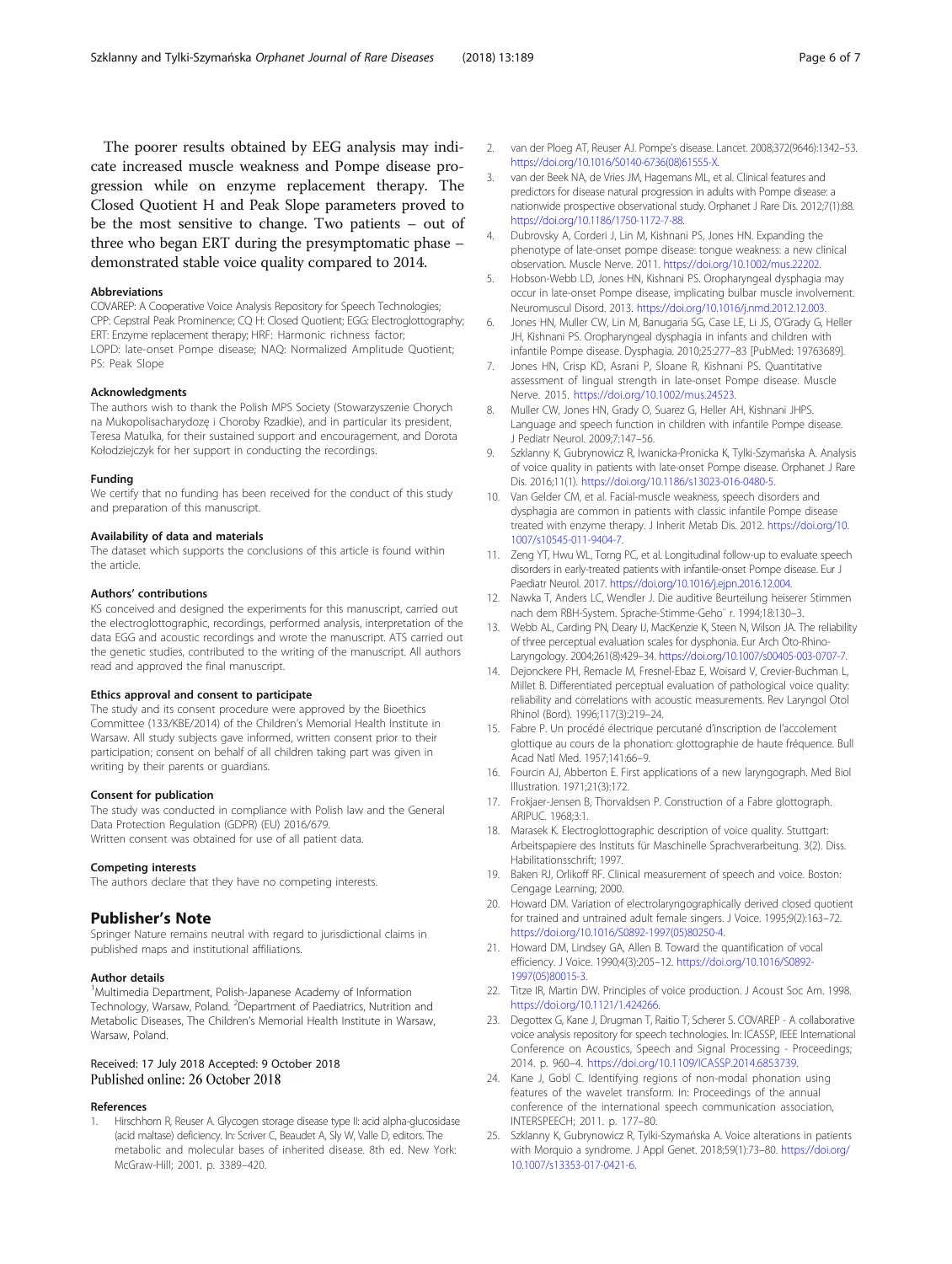The poorer results obtained by EEG analysis may indicate increased muscle weakness and Pompe disease progression while on enzyme replacement therapy. The Closed Quotient H and Peak Slope parameters proved to be the most sensitive to change. Two patients – out of three who began ERT during the presymptomatic phase – demonstrated stable voice quality compared to 2014.

## Abbreviations

COVAREP: A Cooperative Voice Analysis Repository for Speech Technologies; CPP: Cepstral Peak Prominence; CQ H: Closed Quotient; EGG: Electroglottography; ERT: Enzyme replacement therapy; HRF: Harmonic richness factor; LOPD: late-onset Pompe disease; NAQ: Normalized Amplitude Quotient; PS: Peak Slope

## Acknowledgments

The authors wish to thank the Polish MPS Society (Stowarzyszenie Chorych na Mukopolisacharydozę i Choroby Rzadkie), and in particular its president, Teresa Matulka, for their sustained support and encouragement, and Dorota Kołodziejczyk for her support in conducting the recordings.

## Funding

We certify that no funding has been received for the conduct of this study and preparation of this manuscript.

## Availability of data and materials

The dataset which supports the conclusions of this article is found within the article.

## Authors' contributions

KS conceived and designed the experiments for this manuscript, carried out the electroglottographic, recordings, performed analysis, interpretation of the data EGG and acoustic recordings and wrote the manuscript. ATS carried out the genetic studies, contributed to the writing of the manuscript. All authors read and approved the final manuscript.

## Ethics approval and consent to participate

The study and its consent procedure were approved by the Bioethics Committee (133/KBE/2014) of the Children's Memorial Health Institute in Warsaw. All study subjects gave informed, written consent prior to their participation; consent on behalf of all children taking part was given in writing by their parents or guardians.

## Consent for publication

The study was conducted in compliance with Polish law and the General Data Protection Regulation (GDPR) (EU) 2016/679.
Written consent was obtained for use of all patient data.

## Competing interests

The authors declare that they have no competing interests.

# Publisher's Note

Springer Nature remains neutral with regard to jurisdictional claims in published maps and institutional affiliations.

## Author details

[1]Multimedia Department, Polish-Japanese Academy of Information Technology, Warsaw, Poland. [2]Department of Paediatrics, Nutrition and Metabolic Diseases, The Children's Memorial Health Institute in Warsaw, Warsaw, Poland.

Received: 17 July 2018 Accepted: 9 October 2018
Published online: 26 October 2018

## References

1. Hirschhorn R, Reuser A. Glycogen storage disease type II: acid alpha-glucosidase (acid maltase) deficiency. In: Scriver C, Beaudet A, Sly W, Valle D, editors. The metabolic and molecular bases of inherited disease. 8th ed. New York: McGraw-Hill; 2001. p. 3389–420.
2. van der Ploeg AT, Reuser AJ. Pompe's disease. Lancet. 2008;372(9646):1342–53. https://doi.org/10.1016/S0140-6736(08)61555-X.
3. van der Beek NA, de Vries JM, Hagemans ML, et al. Clinical features and predictors for disease natural progression in adults with Pompe disease: a nationwide prospective observational study. Orphanet J Rare Dis. 2012;7(1):88. https://doi.org/10.1186/1750-1172-7-88.
4. Dubrovsky A, Corderi J, Lin M, Kishnani PS, Jones HN. Expanding the phenotype of late-onset pompe disease: tongue weakness: a new clinical observation. Muscle Nerve. 2011. https://doi.org/10.1002/mus.22202.
5. Hobson-Webb LD, Jones HN, Kishnani PS. Oropharyngeal dysphagia may occur in late-onset Pompe disease, implicating bulbar muscle involvement. Neuromuscul Disord. 2013. https://doi.org/10.1016/j.nmd.2012.12.003.
6. Jones HN, Muller CW, Lin M, Banugaria SG, Case LE, Li JS, O'Grady G, Heller JH, Kishnani PS. Oropharyngeal dysphagia in infants and children with infantile Pompe disease. Dysphagia. 2010;25:277–83 [PubMed: 19763689].
7. Jones HN, Crisp KD, Asrani P, Sloane R, Kishnani PS. Quantitative assessment of lingual strength in late-onset Pompe disease. Muscle Nerve. 2015. https://doi.org/10.1002/mus.24523.
8. Muller CW, Jones HN, Grady O, Suarez G, Heller AH, Kishnani JHPS. Language and speech function in children with infantile Pompe disease. J Pediatr Neurol. 2009;7:147–56.
9. Szklanny K, Gubrynowicz R, Iwanicka-Pronicka K, Tylki-Szymańska A. Analysis of voice quality in patients with late-onset Pompe disease. Orphanet J Rare Dis. 2016;11(1). https://doi.org/10.1186/s13023-016-0480-5.
10. Van Gelder CM, et al. Facial-muscle weakness, speech disorders and dysphagia are common in patients with classic infantile Pompe disease treated with enzyme therapy. J Inherit Metab Dis. 2012. https://doi.org/10.1007/s10545-011-9404-7.
11. Zeng YT, Hwu WL, Torng PC, et al. Longitudinal follow-up to evaluate speech disorders in early-treated patients with infantile-onset Pompe disease. Eur J Paediatr Neurol. 2017. https://doi.org/10.1016/j.ejpn.2016.12.004.
12. Nawka T, Anders LC, Wendler J. Die auditive Beurteilung heiserer Stimmen nach dem RBH-System. Sprache-Stimme-Gehö r. 1994;18:130–3.
13. Webb AL, Carding PN, Deary IJ, MacKenzie K, Steen N, Wilson JA. The reliability of three perceptual evaluation scales for dysphonia. Eur Arch Oto-Rhino-Laryngology. 2004;261(8):429–34. https://doi.org/10.1007/s00405-003-0707-7.
14. Dejonckere PH, Remacle M, Fresnel-Ebaz E, Woisard V, Crevier-Buchman L, Millet B. Differentiated perceptual evaluation of pathological voice quality: reliability and correlations with acoustic measurements. Rev Laryngol Otol Rhinol (Bord). 1996;117(3):219–24.
15. Fabre P. Un procédé électrique percutané d'inscription de l'accolement glottique au cours de la phonation: glottographie de haute fréquence. Bull Acad Natl Med. 1957;141:66–9.
16. Fourcin AJ, Abberton E. First applications of a new laryngograph. Med Biol Illustration. 1971;21(3):172.
17. Frokjaer-Jensen B, Thorvaldsen P. Construction of a Fabre glottograph. ARIPUC. 1968;3:1.
18. Marasek K. Electroglottographic description of voice quality. Stuttgart: Arbeitspapiere des Instituts für Maschinelle Sprachverarbeitung. 3(2). Diss. Habilitationsschrift; 1997.
19. Baken RJ, Orlikoff RF. Clinical measurement of speech and voice. Boston: Cengage Learning; 2000.
20. Howard DM. Variation of electrolaryngographically derived closed quotient for trained and untrained adult female singers. J Voice. 1995;9(2):163–72. https://doi.org/10.1016/S0892-1997(05)80250-4.
21. Howard DM, Lindsey GA, Allen B. Toward the quantification of vocal efficiency. J Voice. 1990;4(3):205–12. https://doi.org/10.1016/S0892-1997(05)80015-3.
22. Titze IR, Martin DW. Principles of voice production. J Acoust Soc Am. 1998. https://doi.org/10.1121/1.424266.
23. Degottex G, Kane J, Drugman T, Raitio T, Scherer S. COVAREP - A collaborative voice analysis repository for speech technologies. In: ICASSP, IEEE International Conference on Acoustics, Speech and Signal Processing - Proceedings; 2014. p. 960–4. https://doi.org/10.1109/ICASSP.2014.6853739.
24. Kane J, Gobl C. Identifying regions of non-modal phonation using features of the wavelet transform. In: Proceedings of the annual conference of the international speech communication association, INTERSPEECH; 2011. p. 177–80.
25. Szklanny K, Gubrynowicz R, Tylki-Szymańska A. Voice alterations in patients with Morquio a syndrome. J Appl Genet. 2018;59(1):73–80. https://doi.org/10.1007/s13353-017-0421-6.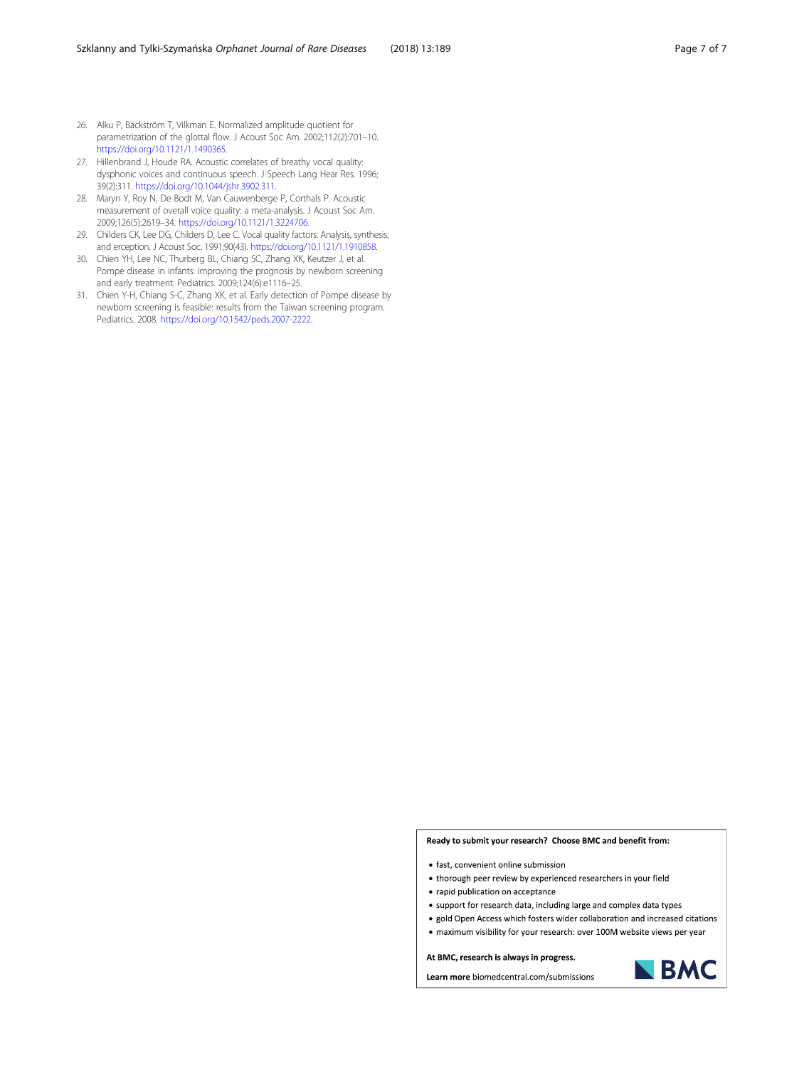26. Alku P, Bäckström T, Vilkman E. Normalized amplitude quotient for parametrization of the glottal flow. J Acoust Soc Am. 2002;112(2):701–10. https://doi.org/10.1121/1.1490365.
27. Hillenbrand J, Houde RA. Acoustic correlates of breathy vocal quality: dysphonic voices and continuous speech. J Speech Lang Hear Res. 1996; 39(2):311. https://doi.org/10.1044/jshr.3902.311.
28. Maryn Y, Roy N, De Bodt M, Van Cauwenberge P, Corthals P. Acoustic measurement of overall voice quality: a meta-analysis. J Acoust Soc Am. 2009;126(5):2619–34. https://doi.org/10.1121/1.3224706.
29. Childers CK, Lee DG, Childers D, Lee C. Vocal quality factors: Analysis, synthesis, and erception. J Acoust Soc. 1991;90(43). https://doi.org/10.1121/1.1910858.
30. Chien YH, Lee NC, Thurberg BL, Chiang SC, Zhang XK, Keutzer J, et al. Pompe disease in infants: improving the prognosis by newborn screening and early treatment. Pediatrics. 2009;124(6):e1116–25.
31. Chien Y-H, Chiang S-C, Zhang XK, et al. Early detection of Pompe disease by newborn screening is feasible: results from the Taiwan screening program. Pediatrics. 2008. https://doi.org/10.1542/peds.2007-2222.

**Ready to submit your research? Choose BMC and benefit from:**

- fast, convenient online submission
- thorough peer review by experienced researchers in your field
- rapid publication on acceptance
- support for research data, including large and complex data types
- gold Open Access which fosters wider collaboration and increased citations
- maximum visibility for your research: over 100M website views per year

**At BMC, research is always in progress.**

**Learn more** biomedcentral.com/submissions

BMC